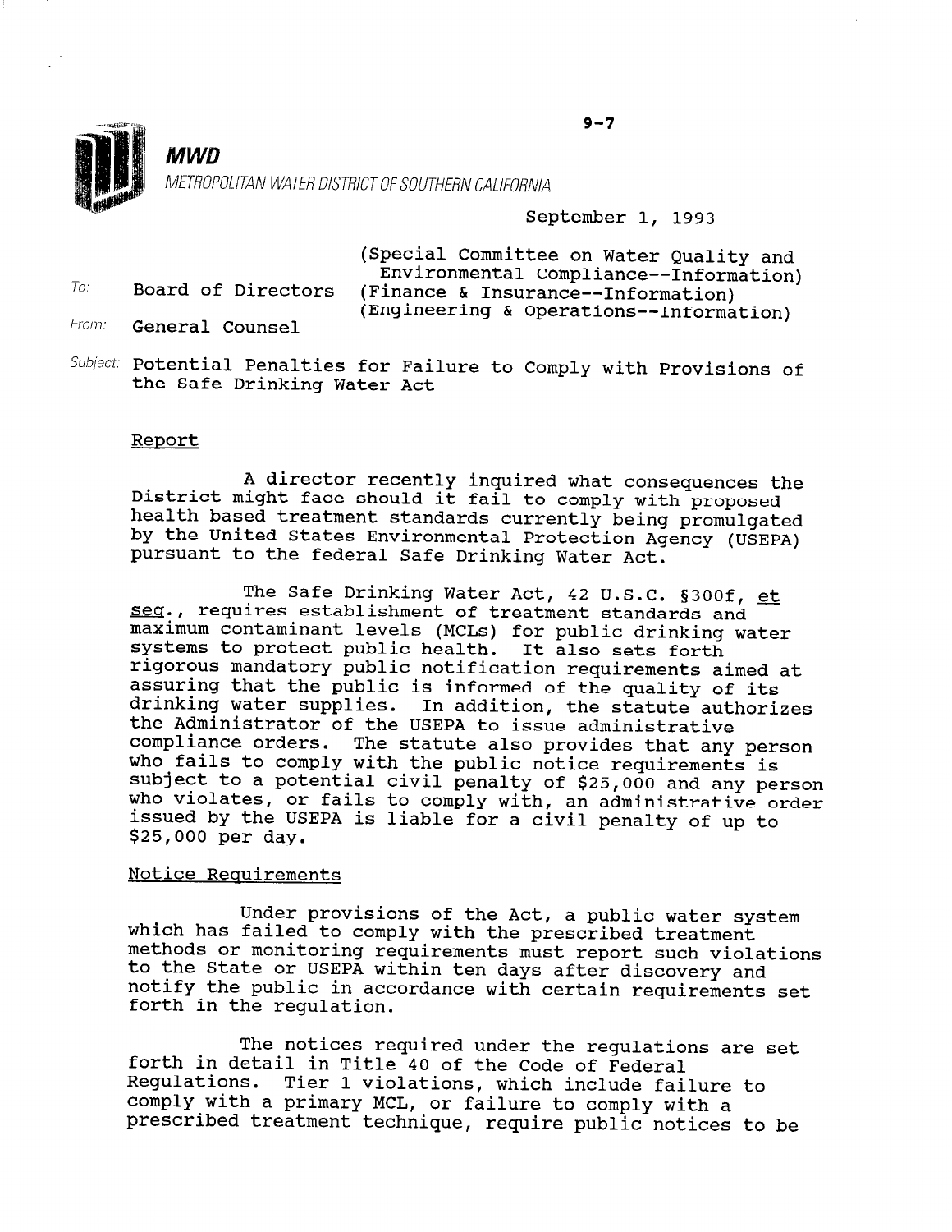9-7

**MWD**
METROPOLITAN WATER DISTRICT OF SOUTHERN CALIFORNIA

September 1, 1993

To: Board of Directors (Special Committee on Water Quality and Environmental Compliance--Information) (Finance & Insurance--Information) (Engineering & Operations--Information)

From: General Counsel

Subject: Potential Penalties for Failure to Comply with Provisions of the Safe Drinking Water Act

## Report

A director recently inquired what consequences the District might face should it fail to comply with proposed health based treatment standards currently being promulgated by the United States Environmental Protection Agency (USEPA) pursuant to the federal Safe Drinking Water Act.

The Safe Drinking Water Act, 42 U.S.C. §300f, et seq., requires establishment of treatment standards and maximum contaminant levels (MCLs) for public drinking water systems to protect public health. It also sets forth rigorous mandatory public notification requirements aimed at assuring that the public is informed of the quality of its drinking water supplies. In addition, the statute authorizes the Administrator of the USEPA to issue administrative compliance orders. The statute also provides that any person who fails to comply with the public notice requirements is subject to a potential civil penalty of $25,000 and any person who violates, or fails to comply with, an administrative order issued by the USEPA is liable for a civil penalty of up to $25,000 per day.

## Notice Requirements

Under provisions of the Act, a public water system which has failed to comply with the prescribed treatment methods or monitoring requirements must report such violations to the State or USEPA within ten days after discovery and notify the public in accordance with certain requirements set forth in the regulation.

The notices required under the regulations are set forth in detail in Title 40 of the Code of Federal Regulations. Tier 1 violations, which include failure to comply with a primary MCL, or failure to comply with a prescribed treatment technique, require public notices to be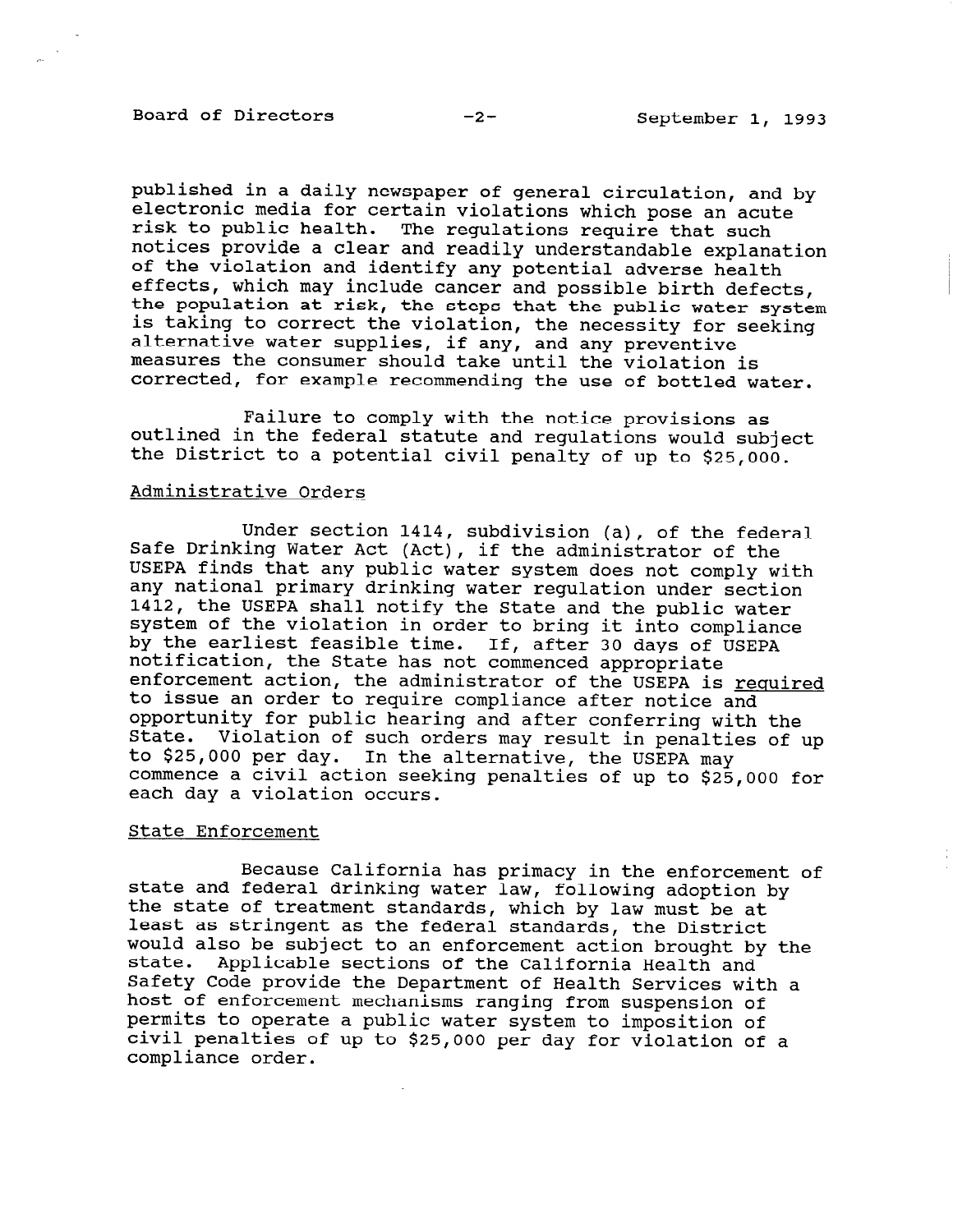published in a daily newspaper of general circulation, and by electronic media for certain violations which pose an acute risk to public health. The regulations require that such notices provide a clear and readily understandable explanation of the violation and identify any potential adverse health effects, which may include cancer and possible birth defects, the population at risk, the steps that the public water system is taking to correct the violation, the necessity for seeking alternative water supplies, if any, and any preventive measures the consumer should take until the violation is corrected, for example recommending the use of bottled water.

Failure to comply with the notice provisions as outlined in the federal statute and regulations would subject the District to a potential civil penalty of up to $25,000.

Administrative Orders

Under section 1414, subdivision (a), of the federal Safe Drinking Water Act (Act), if the administrator of the USEPA finds that any public water system does not comply with any national primary drinking water regulation under section 1412, the USEPA shall notify the State and the public water system of the violation in order to bring it into compliance by the earliest feasible time. If, after 30 days of USEPA notification, the State has not commenced appropriate enforcement action, the administrator of the USEPA is required to issue an order to require compliance after notice and opportunity for public hearing and after conferring with the State. Violation of such orders may result in penalties of up to $25,000 per day. In the alternative, the USEPA may commence a civil action seeking penalties of up to $25,000 for each day a violation occurs.

State Enforcement

Because California has primacy in the enforcement of state and federal drinking water law, following adoption by the state of treatment standards, which by law must be at least as stringent as the federal standards, the District would also be subject to an enforcement action brought by the state. Applicable sections of the California Health and Safety Code provide the Department of Health Services with a host of enforcement mechanisms ranging from suspension of permits to operate a public water system to imposition of civil penalties of up to $25,000 per day for violation of a compliance order.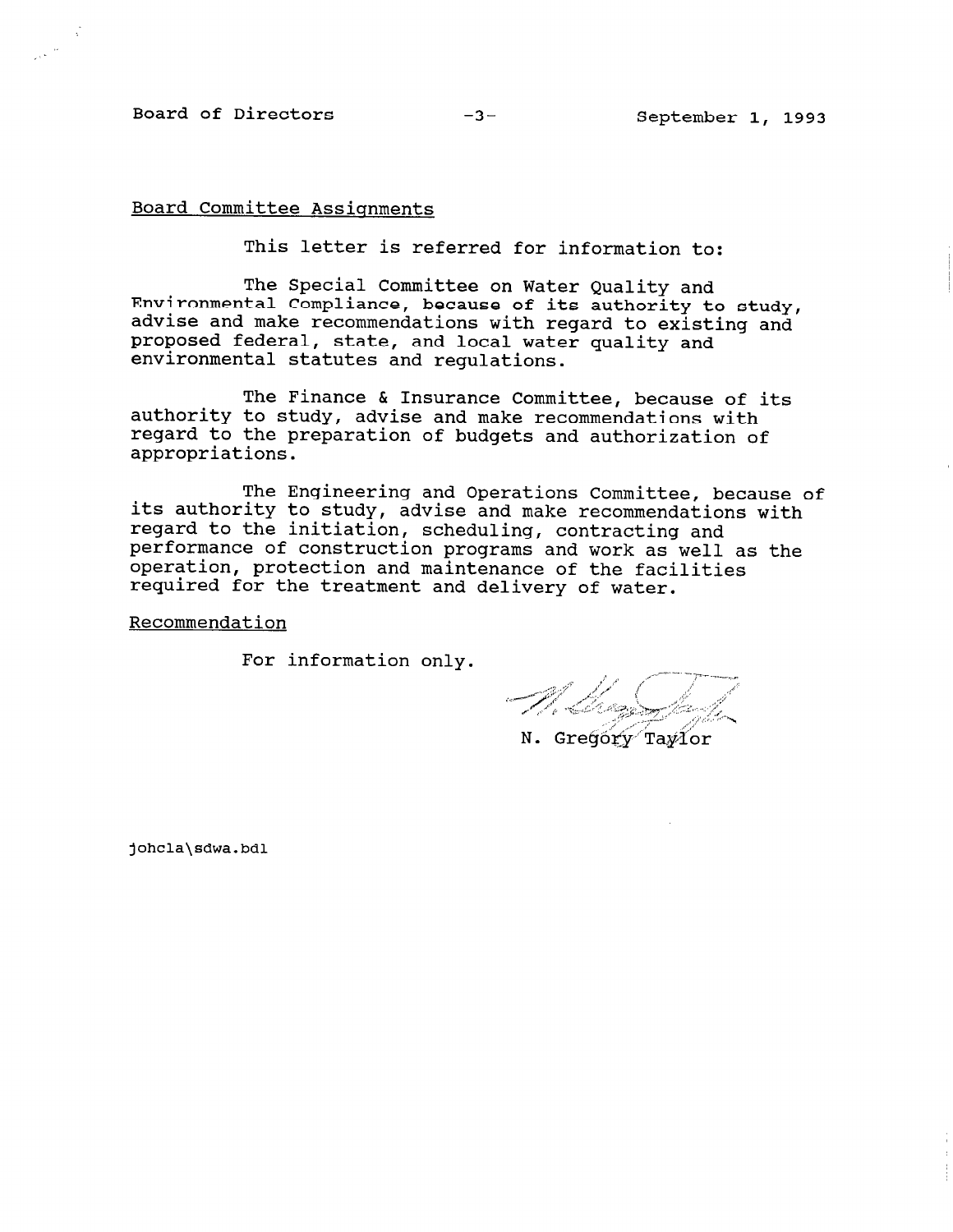## Board Committee Assignments

This letter is referred for information to:

The Special Committee on Water Quality and Environmental Compliance, because of its authority to study, advise and make recommendations with regard to existing and proposed federal, state, and local water quality and environmental statutes and regulations.

The Finance & Insurance Committee, because of its authority to study, advise and make recommendations with regard to the preparation of budgets and authorization of appropriations.

The Engineering and Operations Committee, because of its authority to study, advise and make recommendations with regard to the initiation, scheduling, contracting and performance of construction programs and work as well as the operation, protection and maintenance of the facilities required for the treatment and delivery of water.

## Recommendation

For information only.

N. Gregory Taylor

johcla\sdwa.bdl